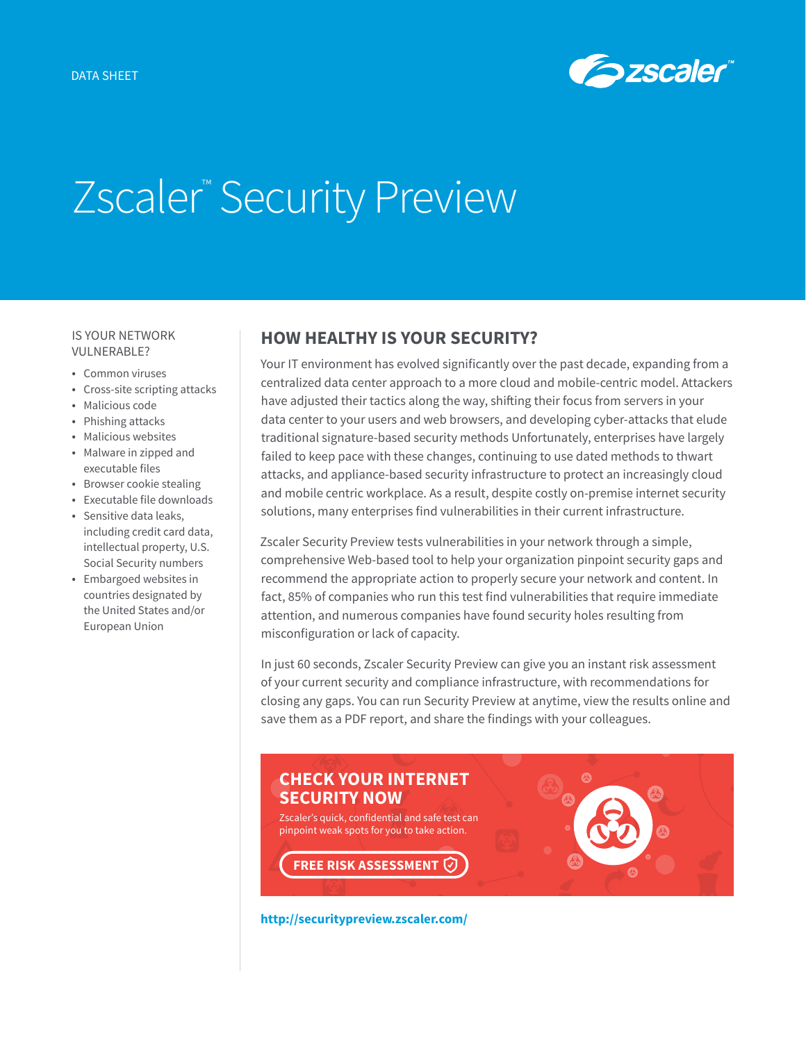DATA SHEET

# Zscaler™ Security Preview

IS YOUR NETWORK VULNERABLE?

- Common viruses
- Cross-site scripting attacks
- Malicious code
- Phishing attacks
- Malicious websites
- Malware in zipped and executable files
- Browser cookie stealing
- Executable file downloads
- Sensitive data leaks, including credit card data, intellectual property, U.S. Social Security numbers
- Embargoed websites in countries designated by the United States and/or European Union

## HOW HEALTHY IS YOUR SECURITY?

Your IT environment has evolved significantly over the past decade, expanding from a centralized data center approach to a more cloud and mobile-centric model. Attackers have adjusted their tactics along the way, shifting their focus from servers in your data center to your users and web browsers, and developing cyber-attacks that elude traditional signature-based security methods Unfortunately, enterprises have largely failed to keep pace with these changes, continuing to use dated methods to thwart attacks, and appliance-based security infrastructure to protect an increasingly cloud and mobile centric workplace. As a result, despite costly on-premise internet security solutions, many enterprises find vulnerabilities in their current infrastructure.

Zscaler Security Preview tests vulnerabilities in your network through a simple, comprehensive Web-based tool to help your organization pinpoint security gaps and recommend the appropriate action to properly secure your network and content. In fact, 85% of companies who run this test find vulnerabilities that require immediate attention, and numerous companies have found security holes resulting from misconfiguration or lack of capacity.

In just 60 seconds, Zscaler Security Preview can give you an instant risk assessment of your current security and compliance infrastructure, with recommendations for closing any gaps. You can run Security Preview at anytime, view the results online and save them as a PDF report, and share the findings with your colleagues.

**CHECK YOUR INTERNET SECURITY NOW**

Zscaler's quick, confidential and safe test can pinpoint weak spots for you to take action.

**FREE RISK ASSESSMENT**

**http://securitypreview.zscaler.com/**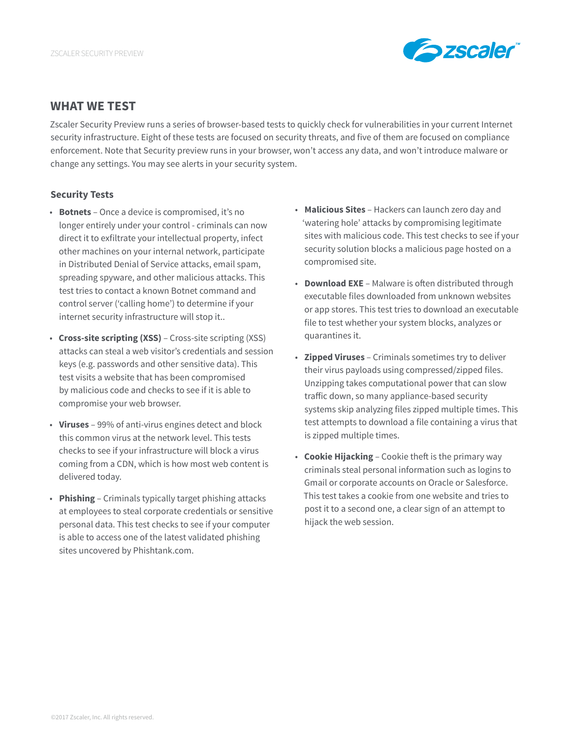## WHAT WE TEST

Zscaler Security Preview runs a series of browser-based tests to quickly check for vulnerabilities in your current Internet security infrastructure. Eight of these tests are focused on security threats, and five of them are focused on compliance enforcement. Note that Security preview runs in your browser, won't access any data, and won't introduce malware or change any settings. You may see alerts in your security system.

### Security Tests

- **Botnets** – Once a device is compromised, it's no longer entirely under your control - criminals can now direct it to exfiltrate your intellectual property, infect other machines on your internal network, participate in Distributed Denial of Service attacks, email spam, spreading spyware, and other malicious attacks. This test tries to contact a known Botnet command and control server ('calling home') to determine if your internet security infrastructure will stop it..
- **Cross-site scripting (XSS)** – Cross-site scripting (XSS) attacks can steal a web visitor's credentials and session keys (e.g. passwords and other sensitive data). This test visits a website that has been compromised by malicious code and checks to see if it is able to compromise your web browser.
- **Viruses** – 99% of anti-virus engines detect and block this common virus at the network level. This tests checks to see if your infrastructure will block a virus coming from a CDN, which is how most web content is delivered today.
- **Phishing** – Criminals typically target phishing attacks at employees to steal corporate credentials or sensitive personal data. This test checks to see if your computer is able to access one of the latest validated phishing sites uncovered by Phishtank.com.
- **Malicious Sites** – Hackers can launch zero day and 'watering hole' attacks by compromising legitimate sites with malicious code. This test checks to see if your security solution blocks a malicious page hosted on a compromised site.
- **Download EXE** – Malware is often distributed through executable files downloaded from unknown websites or app stores. This test tries to download an executable file to test whether your system blocks, analyzes or quarantines it.
- **Zipped Viruses** – Criminals sometimes try to deliver their virus payloads using compressed/zipped files. Unzipping takes computational power that can slow traffic down, so many appliance-based security systems skip analyzing files zipped multiple times. This test attempts to download a file containing a virus that is zipped multiple times.
- **Cookie Hijacking** – Cookie theft is the primary way criminals steal personal information such as logins to Gmail or corporate accounts on Oracle or Salesforce. This test takes a cookie from one website and tries to post it to a second one, a clear sign of an attempt to hijack the web session.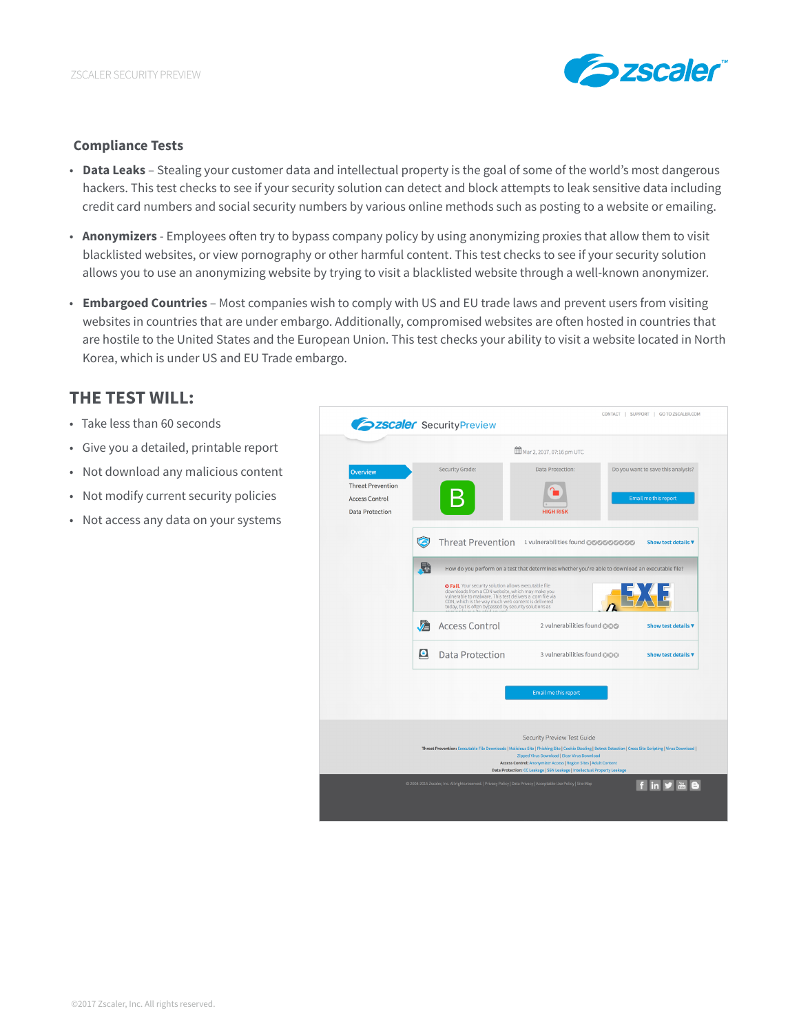## Compliance Tests

- **Data Leaks** – Stealing your customer data and intellectual property is the goal of some of the world's most dangerous hackers. This test checks to see if your security solution can detect and block attempts to leak sensitive data including credit card numbers and social security numbers by various online methods such as posting to a website or emailing.
- **Anonymizers** - Employees often try to bypass company policy by using anonymizing proxies that allow them to visit blacklisted websites, or view pornography or other harmful content. This test checks to see if your security solution allows you to use an anonymizing website by trying to visit a blacklisted website through a well-known anonymizer.
- **Embargoed Countries** – Most companies wish to comply with US and EU trade laws and prevent users from visiting websites in countries that are under embargo. Additionally, compromised websites are often hosted in countries that are hostile to the United States and the European Union. This test checks your ability to visit a website located in North Korea, which is under US and EU Trade embargo.

## THE TEST WILL:

- Take less than 60 seconds
- Give you a detailed, printable report
- Not download any malicious content
- Not modify current security policies
- Not access any data on your systems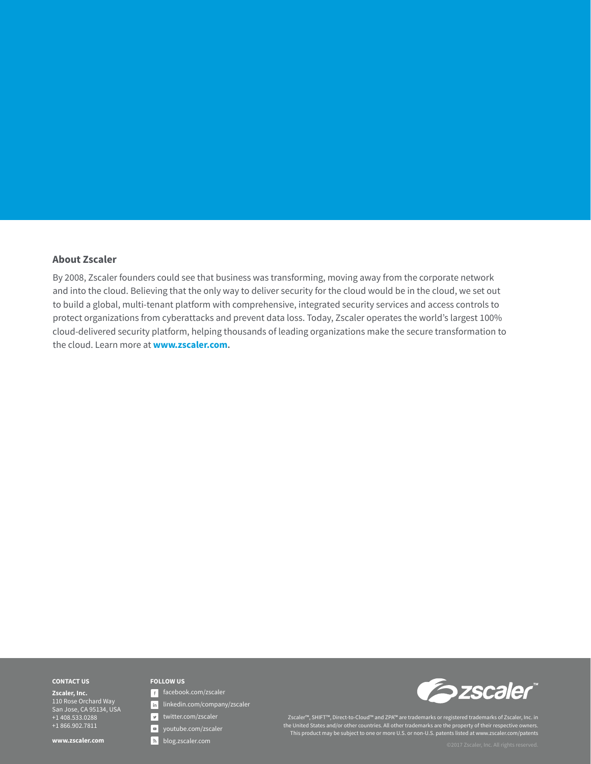## About Zscaler

By 2008, Zscaler founders could see that business was transforming, moving away from the corporate network and into the cloud. Believing that the only way to deliver security for the cloud would be in the cloud, we set out to build a global, multi-tenant platform with comprehensive, integrated security services and access controls to protect organizations from cyberattacks and prevent data loss. Today, Zscaler operates the world's largest 100% cloud-delivered security platform, helping thousands of leading organizations make the secure transformation to the cloud. Learn more at **www.zscaler.com.**

**CONTACT US**

**Zscaler, Inc.**
110 Rose Orchard Way
San Jose, CA 95134, USA
+1 408.533.0288
+1 866.902.7811

**www.zscaler.com**

**FOLLOW US**

- facebook.com/zscaler
- linkedin.com/company/zscaler
- twitter.com/zscaler
- youtube.com/zscaler
- blog.zscaler.com

Zscaler™, SHIFT™, Direct-to-Cloud™ and ZPA™ are trademarks or registered trademarks of Zscaler, Inc. in the United States and/or other countries. All other trademarks are the property of their respective owners. This product may be subject to one or more U.S. or non-U.S. patents listed at www.zscaler.com/patents

©2017 Zscaler, Inc. All rights reserved.